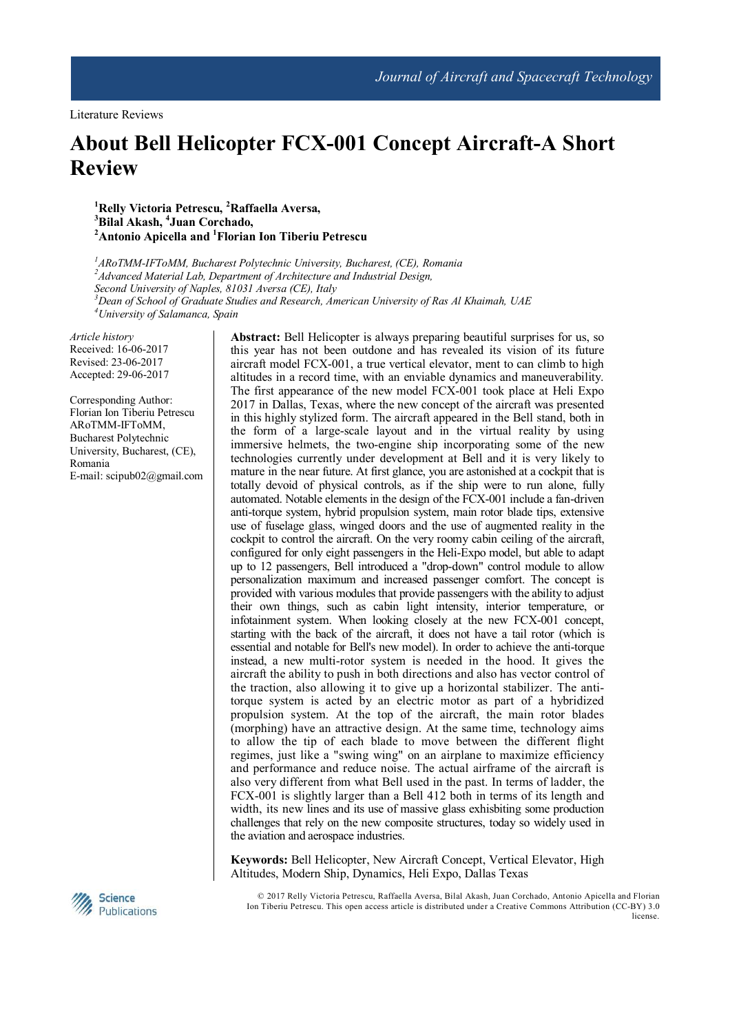Literature Reviews

# About Bell Helicopter FCX-001 Concept Aircraft-A Short Review

[1]Relly Victoria Petrescu, [2]Raffaella Aversa,
[3]Bilal Akash, [4]Juan Corchado,
[2]Antonio Apicella and [1]Florian Ion Tiberiu Petrescu

[1]*ARoTMM-IFToMM, Bucharest Polytechnic University, Bucharest, (CE), Romania*
[2]*Advanced Material Lab, Department of Architecture and Industrial Design, Second University of Naples, 81031 Aversa (CE), Italy*
[3]*Dean of School of Graduate Studies and Research, American University of Ras Al Khaimah, UAE*
[4]*University of Salamanca, Spain*

*Article history*
Received: 16-06-2017
Revised: 23-06-2017
Accepted: 29-06-2017

Corresponding Author:
Florian Ion Tiberiu Petrescu
ARoTMM-IFToMM,
Bucharest Polytechnic University, Bucharest, (CE), Romania
E-mail: scipub02@gmail.com

**Abstract:** Bell Helicopter is always preparing beautiful surprises for us, so this year has not been outdone and has revealed its vision of its future aircraft model FCX-001, a true vertical elevator, ment to can climb to high altitudes in a record time, with an enviable dynamics and maneuverability. The first appearance of the new model FCX-001 took place at Heli Expo 2017 in Dallas, Texas, where the new concept of the aircraft was presented in this highly stylized form. The aircraft appeared in the Bell stand, both in the form of a large-scale layout and in the virtual reality by using immersive helmets, the two-engine ship incorporating some of the new technologies currently under development at Bell and it is very likely to mature in the near future. At first glance, you are astonished at a cockpit that is totally devoid of physical controls, as if the ship were to run alone, fully automated. Notable elements in the design of the FCX-001 include a fan-driven anti-torque system, hybrid propulsion system, main rotor blade tips, extensive use of fuselage glass, winged doors and the use of augmented reality in the cockpit to control the aircraft. On the very roomy cabin ceiling of the aircraft, configured for only eight passengers in the Heli-Expo model, but able to adapt up to 12 passengers, Bell introduced a "drop-down" control module to allow personalization maximum and increased passenger comfort. The concept is provided with various modules that provide passengers with the ability to adjust their own things, such as cabin light intensity, interior temperature, or infotainment system. When looking closely at the new FCX-001 concept, starting with the back of the aircraft, it does not have a tail rotor (which is essential and notable for Bell's new model). In order to achieve the anti-torque instead, a new multi-rotor system is needed in the hood. It gives the aircraft the ability to push in both directions and also has vector control of the traction, also allowing it to give up a horizontal stabilizer. The anti-torque system is acted by an electric motor as part of a hybridized propulsion system. At the top of the aircraft, the main rotor blades (morphing) have an attractive design. At the same time, technology aims to allow the tip of each blade to move between the different flight regimes, just like a "swing wing" on an airplane to maximize efficiency and performance and reduce noise. The actual airframe of the aircraft is also very different from what Bell used in the past. In terms of ladder, the FCX-001 is slightly larger than a Bell 412 both in terms of its length and width, its new lines and its use of massive glass exhibsiting some production challenges that rely on the new composite structures, today so widely used in the aviation and aerospace industries.

**Keywords:** Bell Helicopter, New Aircraft Concept, Vertical Elevator, High Altitudes, Modern Ship, Dynamics, Heli Expo, Dallas Texas

© 2017 Relly Victoria Petrescu, Raffaella Aversa, Bilal Akash, Juan Corchado, Antonio Apicella and Florian Ion Tiberiu Petrescu. This open access article is distributed under a Creative Commons Attribution (CC-BY) 3.0 license.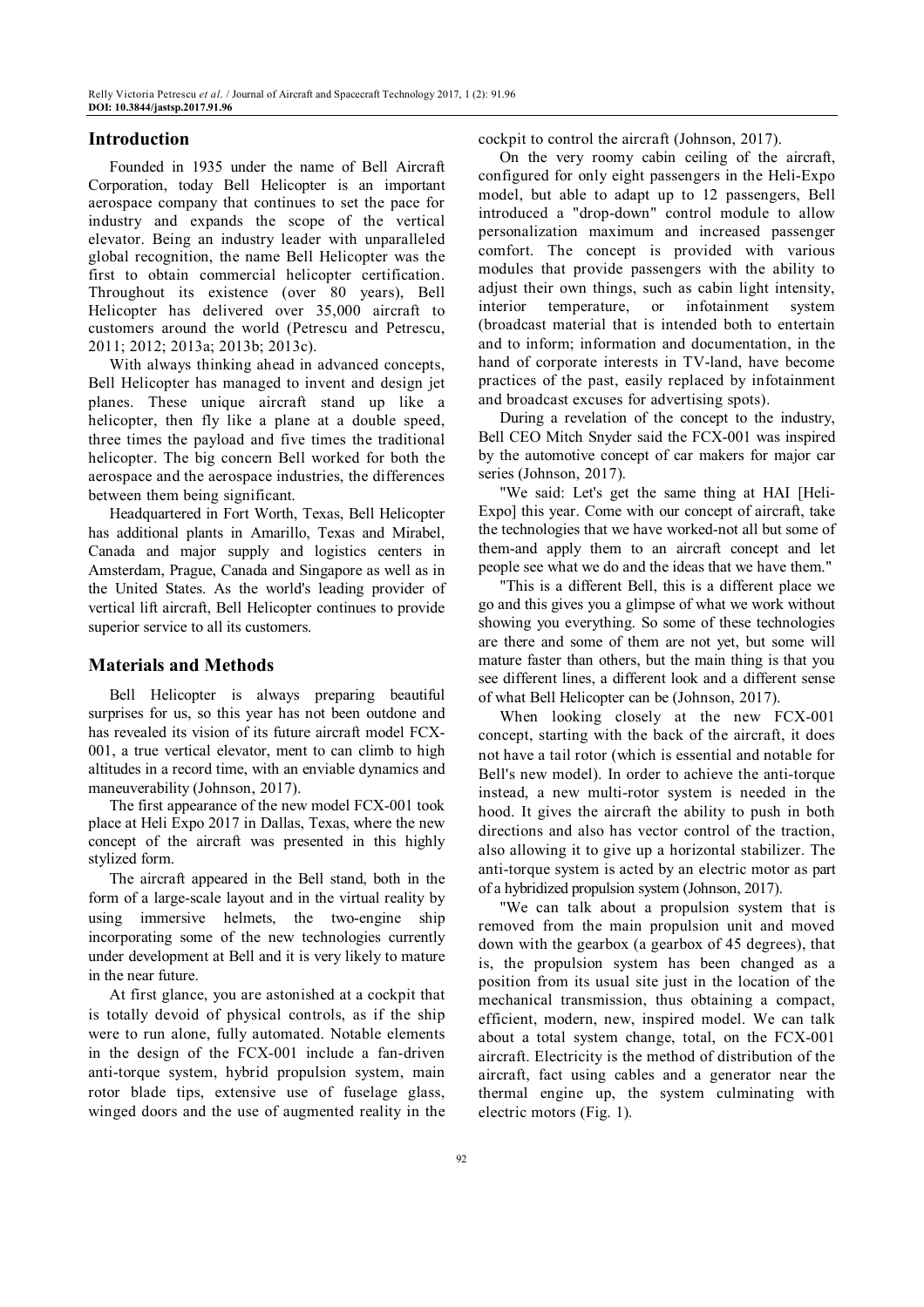## Introduction

Founded in 1935 under the name of Bell Aircraft Corporation, today Bell Helicopter is an important aerospace company that continues to set the pace for industry and expands the scope of the vertical elevator. Being an industry leader with unparalleled global recognition, the name Bell Helicopter was the first to obtain commercial helicopter certification. Throughout its existence (over 80 years), Bell Helicopter has delivered over 35,000 aircraft to customers around the world (Petrescu and Petrescu, 2011; 2012; 2013a; 2013b; 2013c).

With always thinking ahead in advanced concepts, Bell Helicopter has managed to invent and design jet planes. These unique aircraft stand up like a helicopter, then fly like a plane at a double speed, three times the payload and five times the traditional helicopter. The big concern Bell worked for both the aerospace and the aerospace industries, the differences between them being significant.

Headquartered in Fort Worth, Texas, Bell Helicopter has additional plants in Amarillo, Texas and Mirabel, Canada and major supply and logistics centers in Amsterdam, Prague, Canada and Singapore as well as in the United States. As the world's leading provider of vertical lift aircraft, Bell Helicopter continues to provide superior service to all its customers.

## Materials and Methods

Bell Helicopter is always preparing beautiful surprises for us, so this year has not been outdone and has revealed its vision of its future aircraft model FCX-001, a true vertical elevator, ment to can climb to high altitudes in a record time, with an enviable dynamics and maneuverability (Johnson, 2017).

The first appearance of the new model FCX-001 took place at Heli Expo 2017 in Dallas, Texas, where the new concept of the aircraft was presented in this highly stylized form.

The aircraft appeared in the Bell stand, both in the form of a large-scale layout and in the virtual reality by using immersive helmets, the two-engine ship incorporating some of the new technologies currently under development at Bell and it is very likely to mature in the near future.

At first glance, you are astonished at a cockpit that is totally devoid of physical controls, as if the ship were to run alone, fully automated. Notable elements in the design of the FCX-001 include a fan-driven anti-torque system, hybrid propulsion system, main rotor blade tips, extensive use of fuselage glass, winged doors and the use of augmented reality in the cockpit to control the aircraft (Johnson, 2017).

On the very roomy cabin ceiling of the aircraft, configured for only eight passengers in the Heli-Expo model, but able to adapt up to 12 passengers, Bell introduced a "drop-down" control module to allow personalization maximum and increased passenger comfort. The concept is provided with various modules that provide passengers with the ability to adjust their own things, such as cabin light intensity, interior temperature, or infotainment system (broadcast material that is intended both to entertain and to inform; information and documentation, in the hand of corporate interests in TV-land, have become practices of the past, easily replaced by infotainment and broadcast excuses for advertising spots).

During a revelation of the concept to the industry, Bell CEO Mitch Snyder said the FCX-001 was inspired by the automotive concept of car makers for major car series (Johnson, 2017).

"We said: Let's get the same thing at HAI [Heli-Expo] this year. Come with our concept of aircraft, take the technologies that we have worked-not all but some of them-and apply them to an aircraft concept and let people see what we do and the ideas that we have them."

"This is a different Bell, this is a different place we go and this gives you a glimpse of what we work without showing you everything. So some of these technologies are there and some of them are not yet, but some will mature faster than others, but the main thing is that you see different lines, a different look and a different sense of what Bell Helicopter can be (Johnson, 2017).

When looking closely at the new FCX-001 concept, starting with the back of the aircraft, it does not have a tail rotor (which is essential and notable for Bell's new model). In order to achieve the anti-torque instead, a new multi-rotor system is needed in the hood. It gives the aircraft the ability to push in both directions and also has vector control of the traction, also allowing it to give up a horizontal stabilizer. The anti-torque system is acted by an electric motor as part of a hybridized propulsion system (Johnson, 2017).

"We can talk about a propulsion system that is removed from the main propulsion unit and moved down with the gearbox (a gearbox of 45 degrees), that is, the propulsion system has been changed as a position from its usual site just in the location of the mechanical transmission, thus obtaining a compact, efficient, modern, new, inspired model. We can talk about a total system change, total, on the FCX-001 aircraft. Electricity is the method of distribution of the aircraft, fact using cables and a generator near the thermal engine up, the system culminating with electric motors (Fig. 1).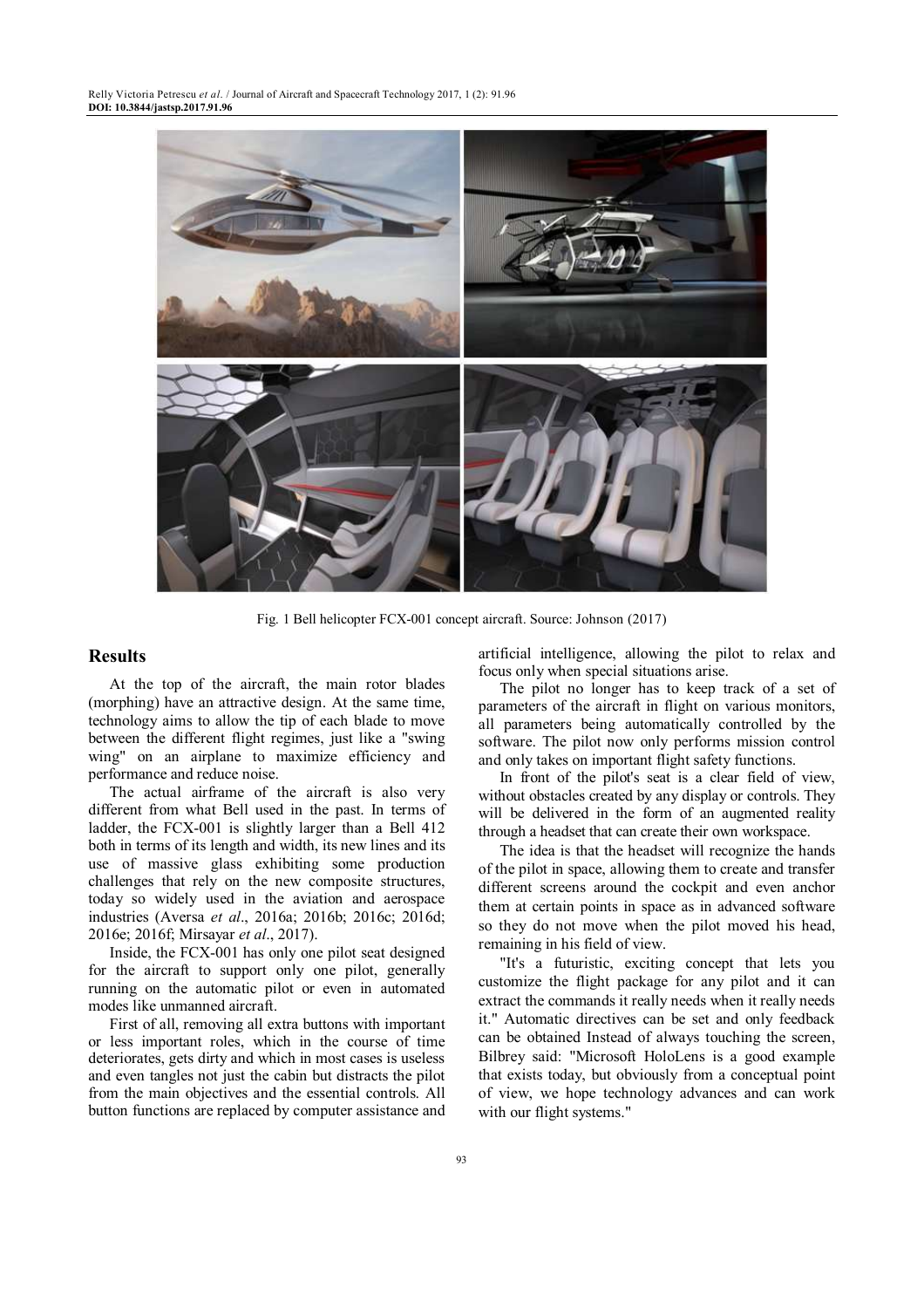Fig. 1 Bell helicopter FCX-001 concept aircraft. Source: Johnson (2017)

## Results

At the top of the aircraft, the main rotor blades (morphing) have an attractive design. At the same time, technology aims to allow the tip of each blade to move between the different flight regimes, just like a "swing wing" on an airplane to maximize efficiency and performance and reduce noise.

The actual airframe of the aircraft is also very different from what Bell used in the past. In terms of ladder, the FCX-001 is slightly larger than a Bell 412 both in terms of its length and width, its new lines and its use of massive glass exhibiting some production challenges that rely on the new composite structures, today so widely used in the aviation and aerospace industries (Aversa *et al*., 2016a; 2016b; 2016c; 2016d; 2016e; 2016f; Mirsayar *et al*., 2017).

Inside, the FCX-001 has only one pilot seat designed for the aircraft to support only one pilot, generally running on the automatic pilot or even in automated modes like unmanned aircraft.

First of all, removing all extra buttons with important or less important roles, which in the course of time deteriorates, gets dirty and which in most cases is useless and even tangles not just the cabin but distracts the pilot from the main objectives and the essential controls. All button functions are replaced by computer assistance and artificial intelligence, allowing the pilot to relax and focus only when special situations arise.

The pilot no longer has to keep track of a set of parameters of the aircraft in flight on various monitors, all parameters being automatically controlled by the software. The pilot now only performs mission control and only takes on important flight safety functions.

In front of the pilot's seat is a clear field of view, without obstacles created by any display or controls. They will be delivered in the form of an augmented reality through a headset that can create their own workspace.

The idea is that the headset will recognize the hands of the pilot in space, allowing them to create and transfer different screens around the cockpit and even anchor them at certain points in space as in advanced software so they do not move when the pilot moved his head, remaining in his field of view.

"It's a futuristic, exciting concept that lets you customize the flight package for any pilot and it can extract the commands it really needs when it really needs it." Automatic directives can be set and only feedback can be obtained Instead of always touching the screen, Bilbrey said: "Microsoft HoloLens is a good example that exists today, but obviously from a conceptual point of view, we hope technology advances and can work with our flight systems."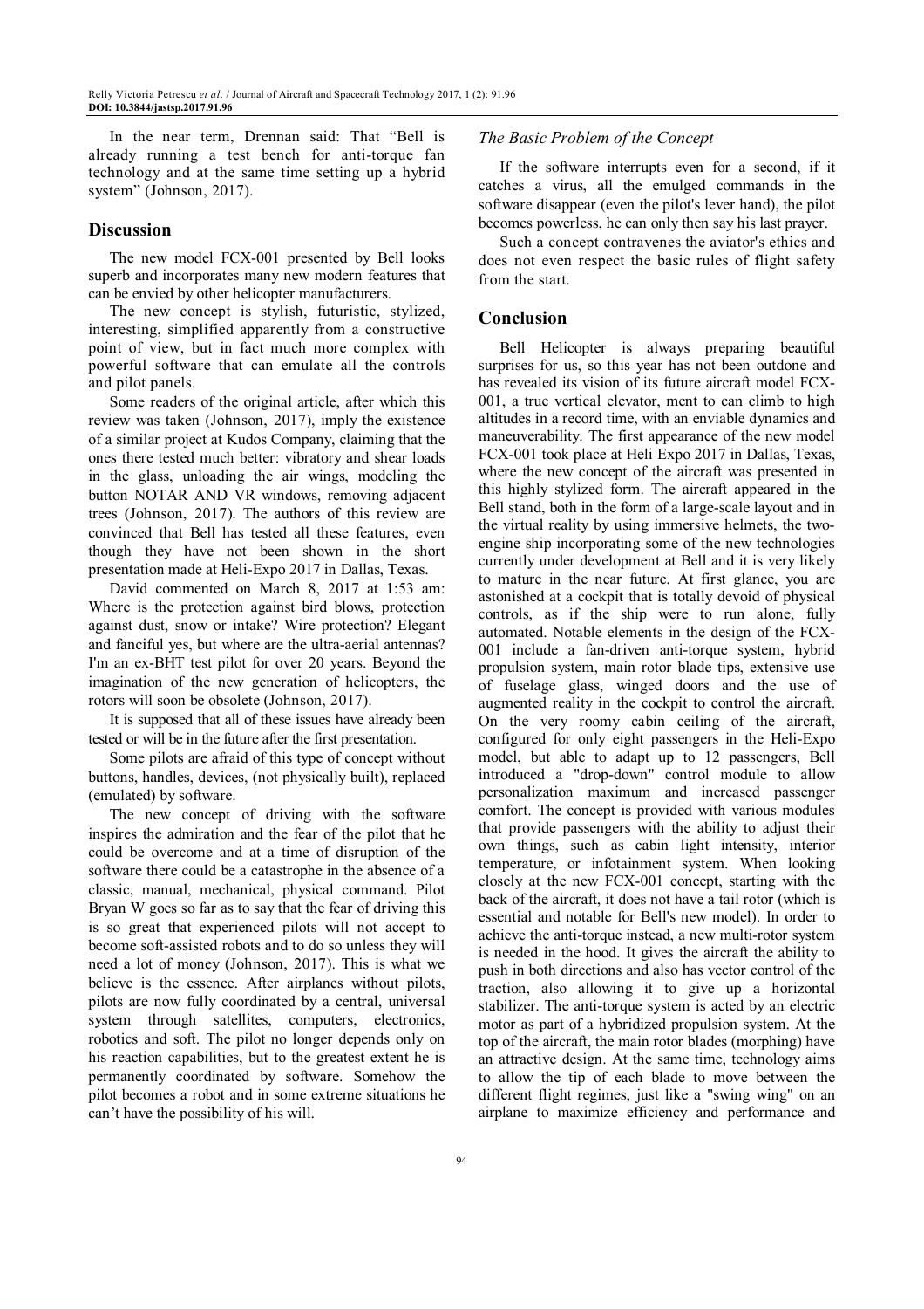In the near term, Drennan said: That "Bell is already running a test bench for anti-torque fan technology and at the same time setting up a hybrid system" (Johnson, 2017).

## Discussion

The new model FCX-001 presented by Bell looks superb and incorporates many new modern features that can be envied by other helicopter manufacturers.

The new concept is stylish, futuristic, stylized, interesting, simplified apparently from a constructive point of view, but in fact much more complex with powerful software that can emulate all the controls and pilot panels.

Some readers of the original article, after which this review was taken (Johnson, 2017), imply the existence of a similar project at Kudos Company, claiming that the ones there tested much better: vibratory and shear loads in the glass, unloading the air wings, modeling the button NOTAR AND VR windows, removing adjacent trees (Johnson, 2017). The authors of this review are convinced that Bell has tested all these features, even though they have not been shown in the short presentation made at Heli-Expo 2017 in Dallas, Texas.

David commented on March 8, 2017 at 1:53 am: Where is the protection against bird blows, protection against dust, snow or intake? Wire protection? Elegant and fanciful yes, but where are the ultra-aerial antennas? I'm an ex-BHT test pilot for over 20 years. Beyond the imagination of the new generation of helicopters, the rotors will soon be obsolete (Johnson, 2017).

It is supposed that all of these issues have already been tested or will be in the future after the first presentation.

Some pilots are afraid of this type of concept without buttons, handles, devices, (not physically built), replaced (emulated) by software.

The new concept of driving with the software inspires the admiration and the fear of the pilot that he could be overcome and at a time of disruption of the software there could be a catastrophe in the absence of a classic, manual, mechanical, physical command. Pilot Bryan W goes so far as to say that the fear of driving this is so great that experienced pilots will not accept to become soft-assisted robots and to do so unless they will need a lot of money (Johnson, 2017). This is what we believe is the essence. After airplanes without pilots, pilots are now fully coordinated by a central, universal system through satellites, computers, electronics, robotics and soft. The pilot no longer depends only on his reaction capabilities, but to the greatest extent he is permanently coordinated by software. Somehow the pilot becomes a robot and in some extreme situations he can't have the possibility of his will.

### *The Basic Problem of the Concept*

If the software interrupts even for a second, if it catches a virus, all the emulged commands in the software disappear (even the pilot's lever hand), the pilot becomes powerless, he can only then say his last prayer.

Such a concept contravenes the aviator's ethics and does not even respect the basic rules of flight safety from the start.

## Conclusion

Bell Helicopter is always preparing beautiful surprises for us, so this year has not been outdone and has revealed its vision of its future aircraft model FCX-001, a true vertical elevator, ment to can climb to high altitudes in a record time, with an enviable dynamics and maneuverability. The first appearance of the new model FCX-001 took place at Heli Expo 2017 in Dallas, Texas, where the new concept of the aircraft was presented in this highly stylized form. The aircraft appeared in the Bell stand, both in the form of a large-scale layout and in the virtual reality by using immersive helmets, the two-engine ship incorporating some of the new technologies currently under development at Bell and it is very likely to mature in the near future. At first glance, you are astonished at a cockpit that is totally devoid of physical controls, as if the ship were to run alone, fully automated. Notable elements in the design of the FCX-001 include a fan-driven anti-torque system, hybrid propulsion system, main rotor blade tips, extensive use of fuselage glass, winged doors and the use of augmented reality in the cockpit to control the aircraft. On the very roomy cabin ceiling of the aircraft, configured for only eight passengers in the Heli-Expo model, but able to adapt up to 12 passengers, Bell introduced a "drop-down" control module to allow personalization maximum and increased passenger comfort. The concept is provided with various modules that provide passengers with the ability to adjust their own things, such as cabin light intensity, interior temperature, or infotainment system. When looking closely at the new FCX-001 concept, starting with the back of the aircraft, it does not have a tail rotor (which is essential and notable for Bell's new model). In order to achieve the anti-torque instead, a new multi-rotor system is needed in the hood. It gives the aircraft the ability to push in both directions and also has vector control of the traction, also allowing it to give up a horizontal stabilizer. The anti-torque system is acted by an electric motor as part of a hybridized propulsion system. At the top of the aircraft, the main rotor blades (morphing) have an attractive design. At the same time, technology aims to allow the tip of each blade to move between the different flight regimes, just like a "swing wing" on an airplane to maximize efficiency and performance and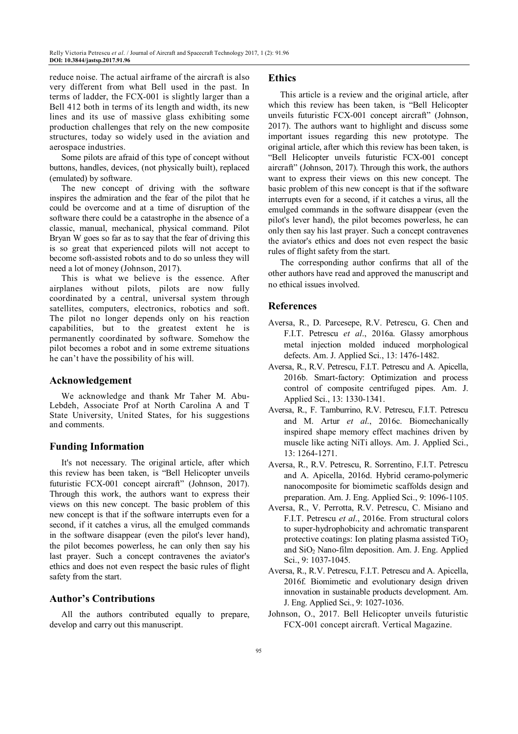reduce noise. The actual airframe of the aircraft is also very different from what Bell used in the past. In terms of ladder, the FCX-001 is slightly larger than a Bell 412 both in terms of its length and width, its new lines and its use of massive glass exhibiting some production challenges that rely on the new composite structures, today so widely used in the aviation and aerospace industries.

Some pilots are afraid of this type of concept without buttons, handles, devices, (not physically built), replaced (emulated) by software.

The new concept of driving with the software inspires the admiration and the fear of the pilot that he could be overcome and at a time of disruption of the software there could be a catastrophe in the absence of a classic, manual, mechanical, physical command. Pilot Bryan W goes so far as to say that the fear of driving this is so great that experienced pilots will not accept to become soft-assisted robots and to do so unless they will need a lot of money (Johnson, 2017).

This is what we believe is the essence. After airplanes without pilots, pilots are now fully coordinated by a central, universal system through satellites, computers, electronics, robotics and soft. The pilot no longer depends only on his reaction capabilities, but to the greatest extent he is permanently coordinated by software. Somehow the pilot becomes a robot and in some extreme situations he can't have the possibility of his will.

## Acknowledgement

We acknowledge and thank Mr Taher M. Abu-Lebdeh, Associate Prof at North Carolina A and T State University, United States, for his suggestions and comments.

## Funding Information

It's not necessary. The original article, after which this review has been taken, is "Bell Helicopter unveils futuristic FCX-001 concept aircraft" (Johnson, 2017). Through this work, the authors want to express their views on this new concept. The basic problem of this new concept is that if the software interrupts even for a second, if it catches a virus, all the emulged commands in the software disappear (even the pilot's lever hand), the pilot becomes powerless, he can only then say his last prayer. Such a concept contravenes the aviator's ethics and does not even respect the basic rules of flight safety from the start.

## Author's Contributions

All the authors contributed equally to prepare, develop and carry out this manuscript.

## Ethics

This article is a review and the original article, after which this review has been taken, is "Bell Helicopter unveils futuristic FCX-001 concept aircraft" (Johnson, 2017). The authors want to highlight and discuss some important issues regarding this new prototype. The original article, after which this review has been taken, is "Bell Helicopter unveils futuristic FCX-001 concept aircraft" (Johnson, 2017). Through this work, the authors want to express their views on this new concept. The basic problem of this new concept is that if the software interrupts even for a second, if it catches a virus, all the emulged commands in the software disappear (even the pilot's lever hand), the pilot becomes powerless, he can only then say his last prayer. Such a concept contravenes the aviator's ethics and does not even respect the basic rules of flight safety from the start.

The corresponding author confirms that all of the other authors have read and approved the manuscript and no ethical issues involved.

## References

Aversa, R., D. Parcesepe, R.V. Petrescu, G. Chen and F.I.T. Petrescu *et al*., 2016a. Glassy amorphous metal injection molded induced morphological defects. Am. J. Applied Sci., 13: 1476-1482.

Aversa, R., R.V. Petrescu, F.I.T. Petrescu and A. Apicella, 2016b. Smart-factory: Optimization and process control of composite centrifuged pipes. Am. J. Applied Sci., 13: 1330-1341.

Aversa, R., F. Tamburrino, R.V. Petrescu, F.I.T. Petrescu and M. Artur *et al*., 2016c. Biomechanically inspired shape memory effect machines driven by muscle like acting NiTi alloys. Am. J. Applied Sci., 13: 1264-1271.

Aversa, R., R.V. Petrescu, R. Sorrentino, F.I.T. Petrescu and A. Apicella, 2016d. Hybrid ceramo-polymeric nanocomposite for biomimetic scaffolds design and preparation. Am. J. Eng. Applied Sci., 9: 1096-1105.

Aversa, R., V. Perrotta, R.V. Petrescu, C. Misiano and F.I.T. Petrescu *et al*., 2016e. From structural colors to super-hydrophobicity and achromatic transparent protective coatings: Ion plating plasma assisted $TiO_2$ and $SiO_2$ Nano-film deposition. Am. J. Eng. Applied Sci., 9: 1037-1045.

Aversa, R., R.V. Petrescu, F.I.T. Petrescu and A. Apicella, 2016f. Biomimetic and evolutionary design driven innovation in sustainable products development. Am. J. Eng. Applied Sci., 9: 1027-1036.

Johnson, O., 2017. Bell Helicopter unveils futuristic FCX-001 concept aircraft. Vertical Magazine.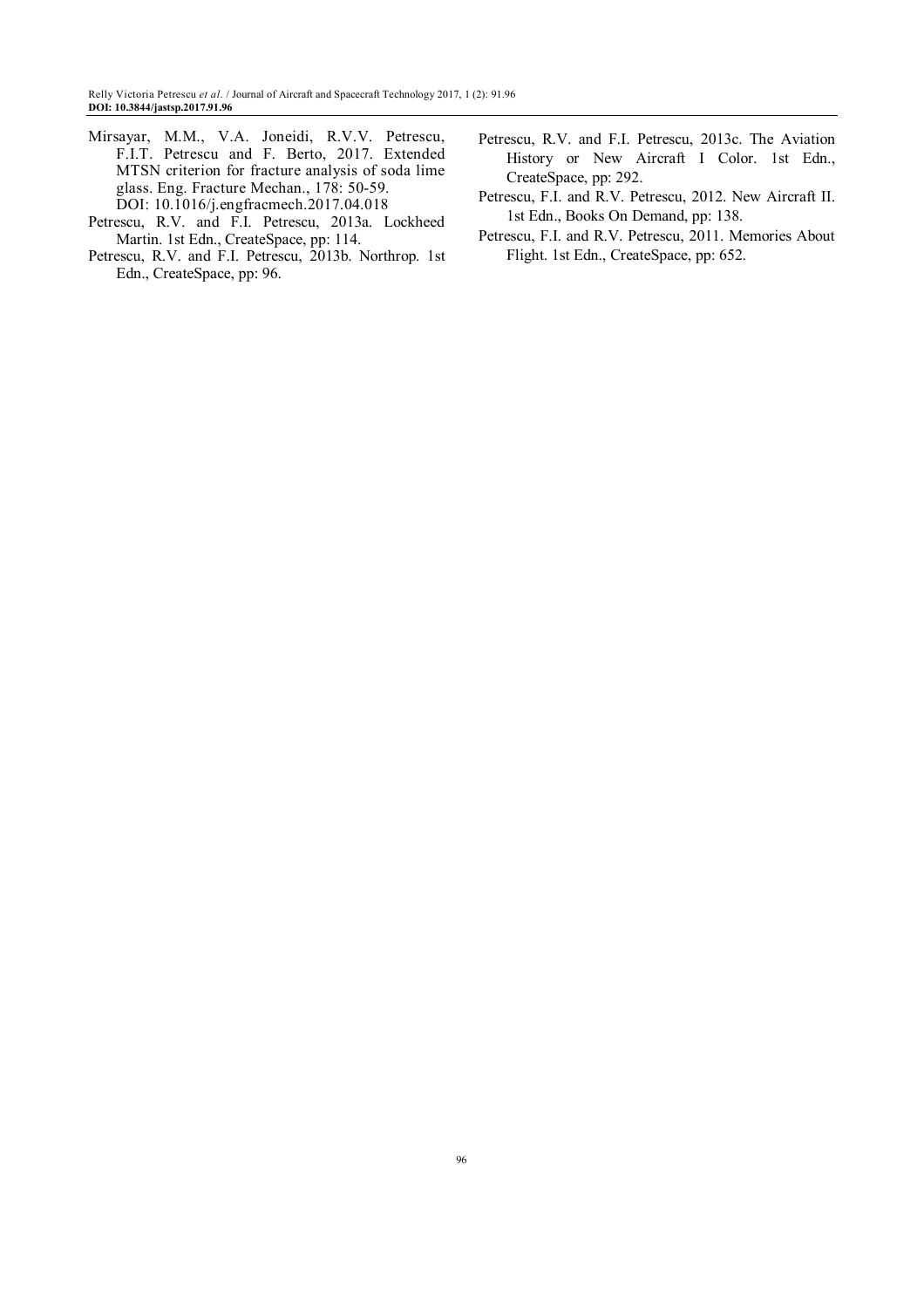Mirsayar, M.M., V.A. Joneidi, R.V.V. Petrescu, F.I.T. Petrescu and F. Berto, 2017. Extended MTSN criterion for fracture analysis of soda lime glass. Eng. Fracture Mechan., 178: 50-59. DOI: 10.1016/j.engfracmech.2017.04.018

Petrescu, R.V. and F.I. Petrescu, 2013a. Lockheed Martin. 1st Edn., CreateSpace, pp: 114.

Petrescu, R.V. and F.I. Petrescu, 2013b. Northrop. 1st Edn., CreateSpace, pp: 96.

Petrescu, R.V. and F.I. Petrescu, 2013c. The Aviation History or New Aircraft I Color. 1st Edn., CreateSpace, pp: 292.

Petrescu, F.I. and R.V. Petrescu, 2012. New Aircraft II. 1st Edn., Books On Demand, pp: 138.

Petrescu, F.I. and R.V. Petrescu, 2011. Memories About Flight. 1st Edn., CreateSpace, pp: 652.